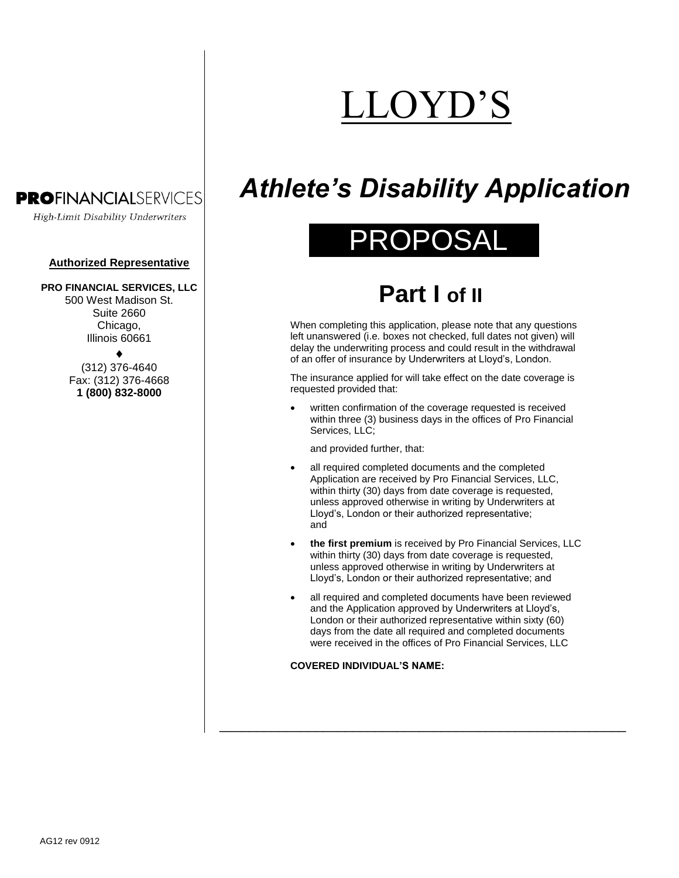**PROFINANCIALSERVICES**

*High-Limit Disability Underwriters*

**Authorized Representative**

**PRO FINANCIAL SERVICES, LLC**
500 West Madison St.
Suite 2660
Chicago,
Illinois 60661

♦

(312) 376-4640
Fax: (312) 376-4668
**1 (800) 832-8000**

# LLOYD'S

# *Athlete's Disability Application*

## PROPOSAL

## Part I of II

When completing this application, please note that any questions left unanswered (i.e. boxes not checked, full dates not given) will delay the underwriting process and could result in the withdrawal of an offer of insurance by Underwriters at Lloyd's, London.

The insurance applied for will take effect on the date coverage is requested provided that:

- written confirmation of the coverage requested is received within three (3) business days in the offices of Pro Financial Services, LLC;

  and provided further, that:

- all required completed documents and the completed Application are received by Pro Financial Services, LLC, within thirty (30) days from date coverage is requested, unless approved otherwise in writing by Underwriters at Lloyd's, London or their authorized representative; and
- **the first premium** is received by Pro Financial Services, LLC within thirty (30) days from date coverage is requested, unless approved otherwise in writing by Underwriters at Lloyd's, London or their authorized representative; and
- all required and completed documents have been reviewed and the Application approved by Underwriters at Lloyd's, London or their authorized representative within sixty (60) days from the date all required and completed documents were received in the offices of Pro Financial Services, LLC

**COVERED INDIVIDUAL'S NAME:**

\_\_\_\_\_\_\_\_\_\_\_\_\_\_\_\_\_\_\_\_\_\_\_\_\_\_\_\_\_\_\_\_\_\_\_\_\_\_\_\_\_\_\_\_\_\_\_\_\_\_\_\_\_\_\_\_\_\_\_\_

AG12 rev 0912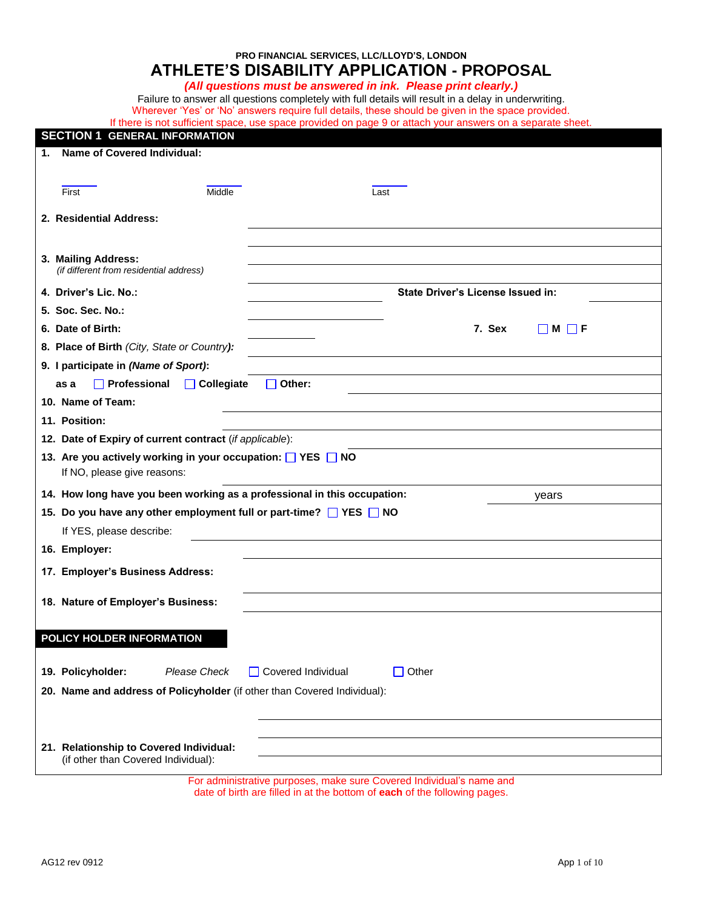PRO FINANCIAL SERVICES, LLC/LLOYD'S, LONDON

# ATHLETE'S DISABILITY APPLICATION - PROPOSAL

*(All questions must be answered in ink. Please print clearly.)*

Failure to answer all questions completely with full details will result in a delay in underwriting.

Wherever 'Yes' or 'No' answers require full details, these should be given in the space provided.

If there is not sufficient space, use space provided on page 9 or attach your answers on a separate sheet.

## SECTION 1 GENERAL INFORMATION

**1. Name of Covered Individual:**

First ______ Middle ______ Last ______

**2. Residential Address:** ____________________

**3. Mailing Address:** ____________________
*(if different from residential address)*

**4. Driver's Lic. No.:** ____________ **State Driver's License Issued in:** ____________

**5. Soc. Sec. No.:** ____________

**6. Date of Birth:** ____________ **7. Sex** ☐ **M** ☐ **F**

**8. Place of Birth** *(City, State or Country)***:** ____________

**9. I participate in** ***(Name of Sport)*****:** ____________

**as a** ☐ **Professional** ☐ **Collegiate** ☐ **Other:** ____________

**10. Name of Team:** ____________

**11. Position:** ____________

**12. Date of Expiry of current contract** (*if applicable*): ____________

**13. Are you actively working in your occupation:** ☐ **YES** ☐ **NO**
If NO, please give reasons: ____________

**14. How long have you been working as a professional in this occupation:** ______ years

**15. Do you have any other employment full or part-time?** ☐ **YES** ☐ **NO**
If YES, please describe: ____________

**16. Employer:** ____________

**17. Employer's Business Address:** ____________

**18. Nature of Employer's Business:** ____________

## POLICY HOLDER INFORMATION

**19. Policyholder:** *Please Check* ☐ Covered Individual ☐ Other

**20. Name and address of Policyholder** (if other than Covered Individual): ____________

**21. Relationship to Covered Individual:** ____________
(if other than Covered Individual):

For administrative purposes, make sure Covered Individual's name and date of birth are filled in at the bottom of **each** of the following pages.

AG12 rev 0912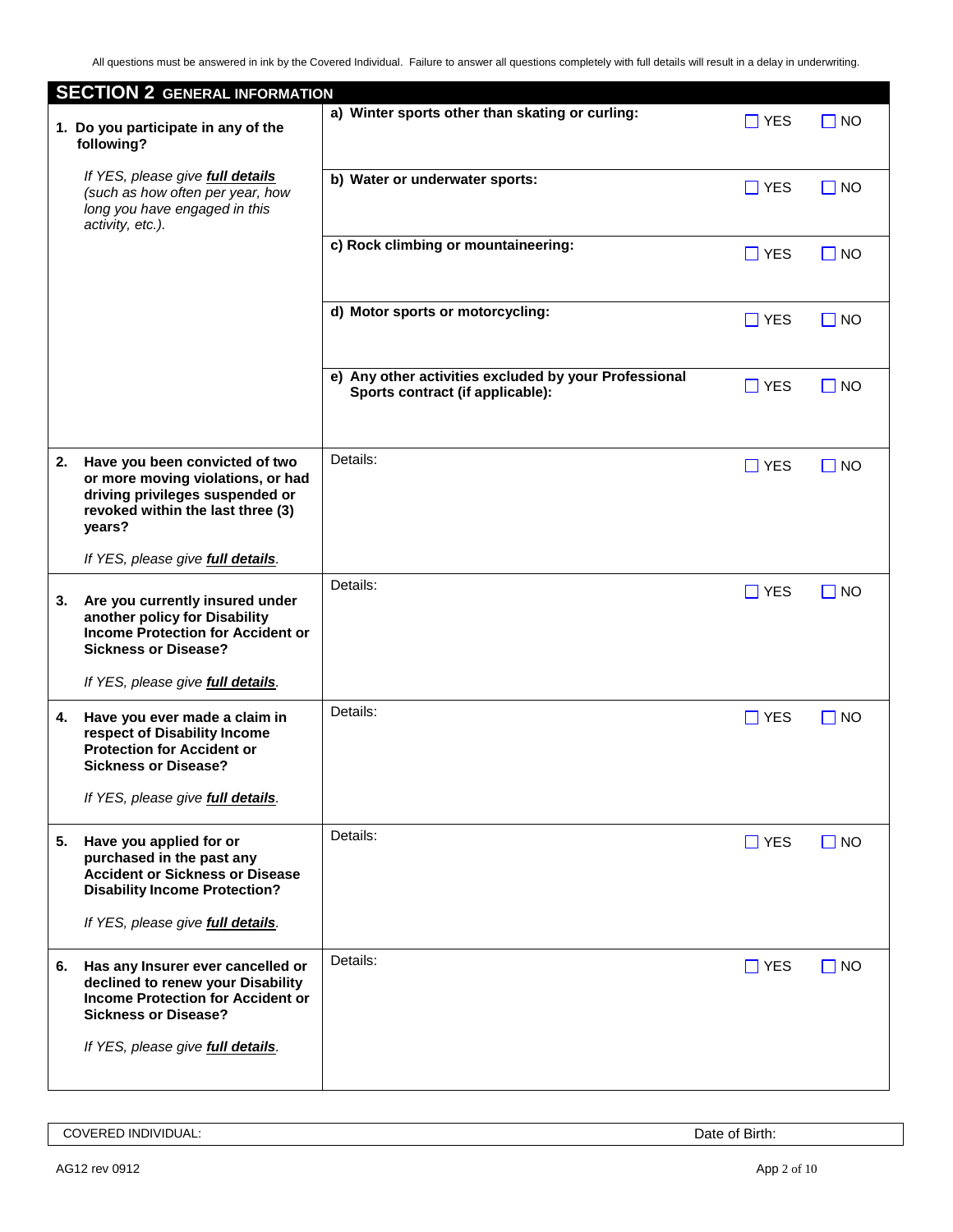All questions must be answered in ink by the Covered Individual. Failure to answer all questions completely with full details will result in a delay in underwriting.

## SECTION 2 GENERAL INFORMATION

| Question | Details | YES | NO |
|---|---|---|---|
| **1. Do you participate in any of the following?**<br><br>*If YES, please give **full details** (such as how often per year, how long you have engaged in this activity, etc.).* | **a) Winter sports other than skating or curling:** | ☐ YES | ☐ NO |
| | **b) Water or underwater sports:** | ☐ YES | ☐ NO |
| | **c) Rock climbing or mountaineering:** | ☐ YES | ☐ NO |
| | **d) Motor sports or motorcycling:** | ☐ YES | ☐ NO |
| | **e) Any other activities excluded by your Professional Sports contract (if applicable):** | ☐ YES | ☐ NO |
| **2. Have you been convicted of two or more moving violations, or had driving privileges suspended or revoked within the last three (3) years?**<br><br>*If YES, please give **full details**.* | Details: | ☐ YES | ☐ NO |
| **3. Are you currently insured under another policy for Disability Income Protection for Accident or Sickness or Disease?**<br><br>*If YES, please give **full details**.* | Details: | ☐ YES | ☐ NO |
| **4. Have you ever made a claim in respect of Disability Income Protection for Accident or Sickness or Disease?**<br><br>*If YES, please give **full details**.* | Details: | ☐ YES | ☐ NO |
| **5. Have you applied for or purchased in the past any Accident or Sickness or Disease Disability Income Protection?**<br><br>*If YES, please give **full details**.* | Details: | ☐ YES | ☐ NO |
| **6. Has any Insurer ever cancelled or declined to renew your Disability Income Protection for Accident or Sickness or Disease?**<br><br>*If YES, please give **full details**.* | Details: | ☐ YES | ☐ NO |

| COVERED INDIVIDUAL: | Date of Birth: |
|---|---|

AG12 rev 0912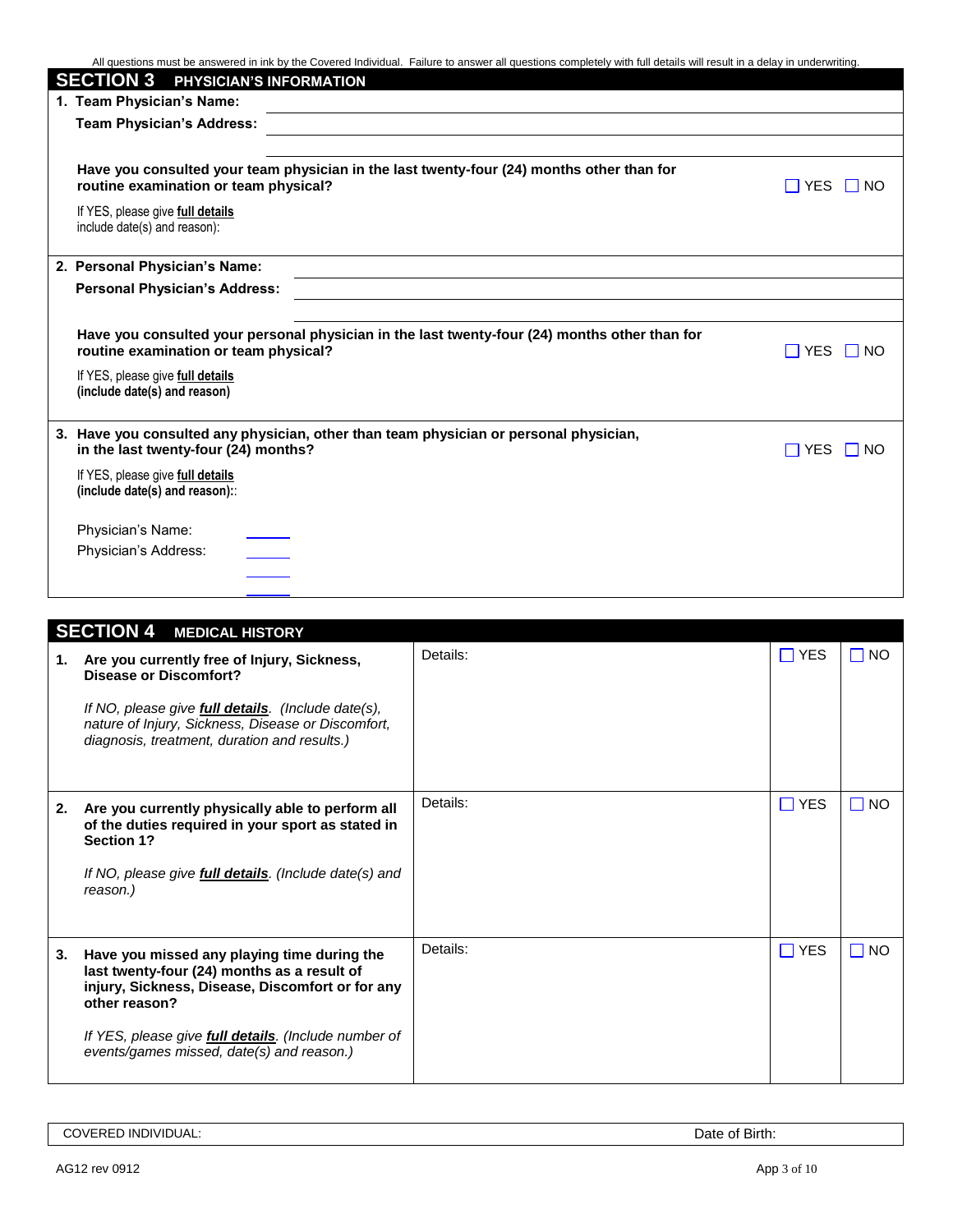All questions must be answered in ink by the Covered Individual. Failure to answer all questions completely with full details will result in a delay in underwriting.

## SECTION 3 PHYSICIAN'S INFORMATION

**1. Team Physician's Name:**

**Team Physician's Address:**

**Have you consulted your team physician in the last twenty-four (24) months other than for routine examination or team physical?** ☐ YES ☐ NO

If YES, please give **full details** include date(s) and reason):

**2. Personal Physician's Name:**

**Personal Physician's Address:**

**Have you consulted your personal physician in the last twenty-four (24) months other than for routine examination or team physical?** ☐ YES ☐ NO

If YES, please give **full details** **(include date(s) and reason)**

**3. Have you consulted any physician, other than team physician or personal physician, in the last twenty-four (24) months?** ☐ YES ☐ NO

If YES, please give **full details** **(include date(s) and reason):**:

Physician's Name:

Physician's Address:

## SECTION 4 MEDICAL HISTORY

| Question | Details | YES | NO |
|---|---|---|---|
| **1. Are you currently free of Injury, Sickness, Disease or Discomfort?** *If NO, please give **full details**. (Include date(s), nature of Injury, Sickness, Disease or Discomfort, diagnosis, treatment, duration and results.)* | Details: | ☐ YES | ☐ NO |
| **2. Are you currently physically able to perform all of the duties required in your sport as stated in Section 1?** *If NO, please give **full details**. (Include date(s) and reason.)* | Details: | ☐ YES | ☐ NO |
| **3. Have you missed any playing time during the last twenty-four (24) months as a result of injury, Sickness, Disease, Discomfort or for any other reason?** *If YES, please give **full details**. (Include number of events/games missed, date(s) and reason.)* | Details: | ☐ YES | ☐ NO |

COVERED INDIVIDUAL: Date of Birth:

AG12 rev 0912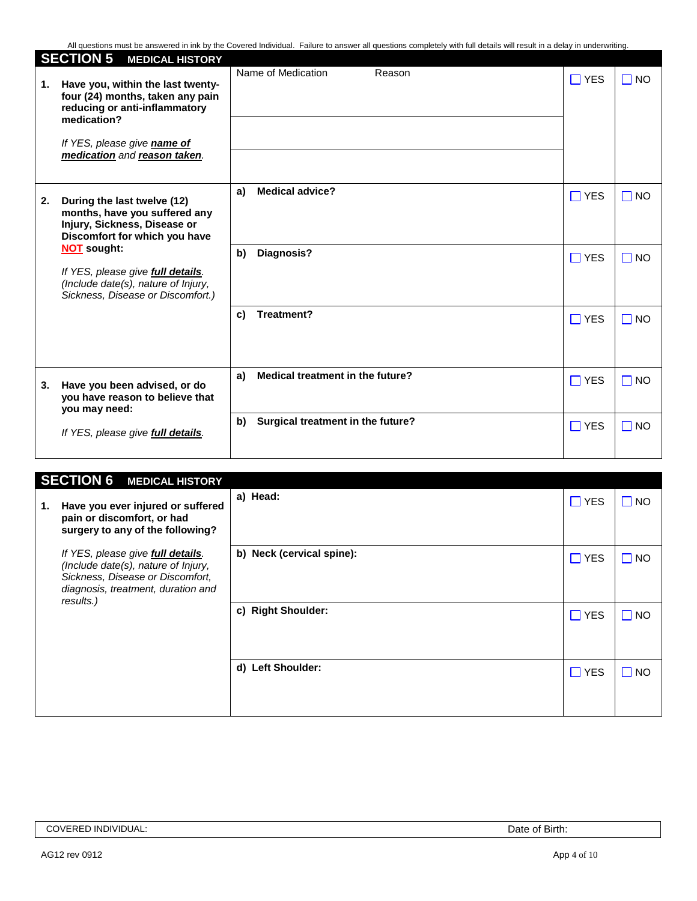All questions must be answered in ink by the Covered Individual. Failure to answer all questions completely with full details will result in a delay in underwriting.

## SECTION 5 MEDICAL HISTORY

| Question | Details | YES | NO |
|---|---|---|---|
| **1. Have you, within the last twenty-four (24) months, taken any pain reducing or anti-inflammatory medication?** *If YES, please give* ***name of medication*** *and* ***reason taken****.* | Name of Medication / Reason | ☐ YES | ☐ NO |
| **2. During the last twelve (12) months, have you suffered any Injury, Sickness, Disease or Discomfort for which you have NOT sought:** *If YES, please give* ***full details****. (Include date(s), nature of Injury, Sickness, Disease or Discomfort.)* | **a) Medical advice?** | ☐ YES | ☐ NO |
| | **b) Diagnosis?** | ☐ YES | ☐ NO |
| | **c) Treatment?** | ☐ YES | ☐ NO |
| **3. Have you been advised, or do you have reason to believe that you may need:** *If YES, please give* ***full details****.* | **a) Medical treatment in the future?** | ☐ YES | ☐ NO |
| | **b) Surgical treatment in the future?** | ☐ YES | ☐ NO |

## SECTION 6 MEDICAL HISTORY

| Question | Details | YES | NO |
|---|---|---|---|
| **1. Have you ever injured or suffered pain or discomfort, or had surgery to any of the following?** *If YES, please give* ***full details****. (Include date(s), nature of Injury, Sickness, Disease or Discomfort, diagnosis, treatment, duration and results.)* | **a) Head:** | ☐ YES | ☐ NO |
| | **b) Neck (cervical spine):** | ☐ YES | ☐ NO |
| | **c) Right Shoulder:** | ☐ YES | ☐ NO |
| | **d) Left Shoulder:** | ☐ YES | ☐ NO |

COVERED INDIVIDUAL: Date of Birth:

AG12 rev 0912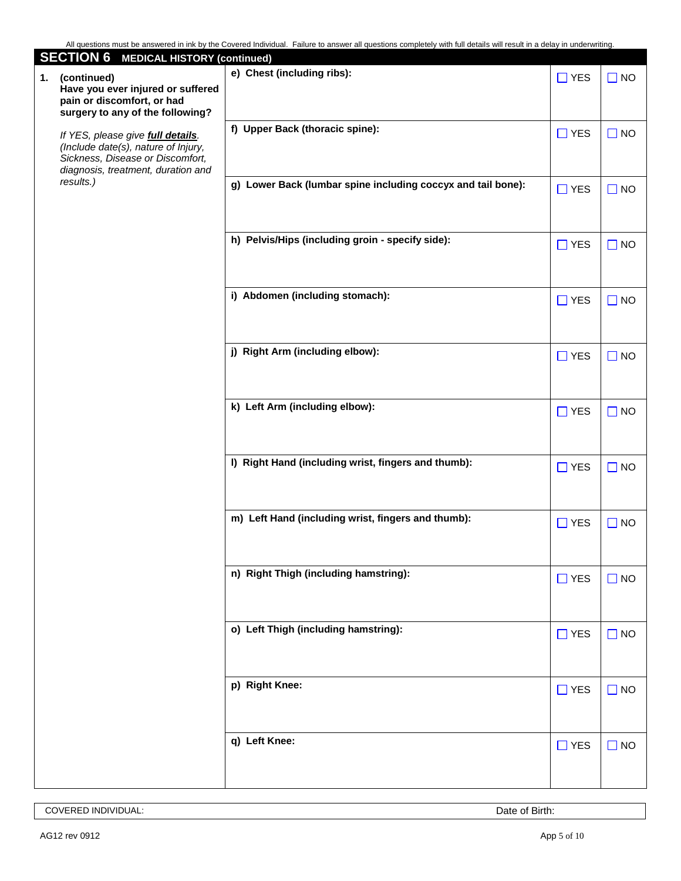All questions must be answered in ink by the Covered Individual. Failure to answer all questions completely with full details will result in a delay in underwriting.

## SECTION 6 MEDICAL HISTORY (continued)

| **1. (continued) Have you ever injured or suffered pain or discomfort, or had surgery to any of the following?** *If YES, please give* ***full details****. (Include date(s), nature of Injury, Sickness, Disease or Discomfort, diagnosis, treatment, duration and results.)* | | | |
|---|---|---|---|
| | **e) Chest (including ribs):** | ☐ YES | ☐ NO |
| | **f) Upper Back (thoracic spine):** | ☐ YES | ☐ NO |
| | **g) Lower Back (lumbar spine including coccyx and tail bone):** | ☐ YES | ☐ NO |
| | **h) Pelvis/Hips (including groin - specify side):** | ☐ YES | ☐ NO |
| | **i) Abdomen (including stomach):** | ☐ YES | ☐ NO |
| | **j) Right Arm (including elbow):** | ☐ YES | ☐ NO |
| | **k) Left Arm (including elbow):** | ☐ YES | ☐ NO |
| | **l) Right Hand (including wrist, fingers and thumb):** | ☐ YES | ☐ NO |
| | **m) Left Hand (including wrist, fingers and thumb):** | ☐ YES | ☐ NO |
| | **n) Right Thigh (including hamstring):** | ☐ YES | ☐ NO |
| | **o) Left Thigh (including hamstring):** | ☐ YES | ☐ NO |
| | **p) Right Knee:** | ☐ YES | ☐ NO |
| | **q) Left Knee:** | ☐ YES | ☐ NO |

| COVERED INDIVIDUAL: | Date of Birth: |
|---|---|

AG12 rev 0912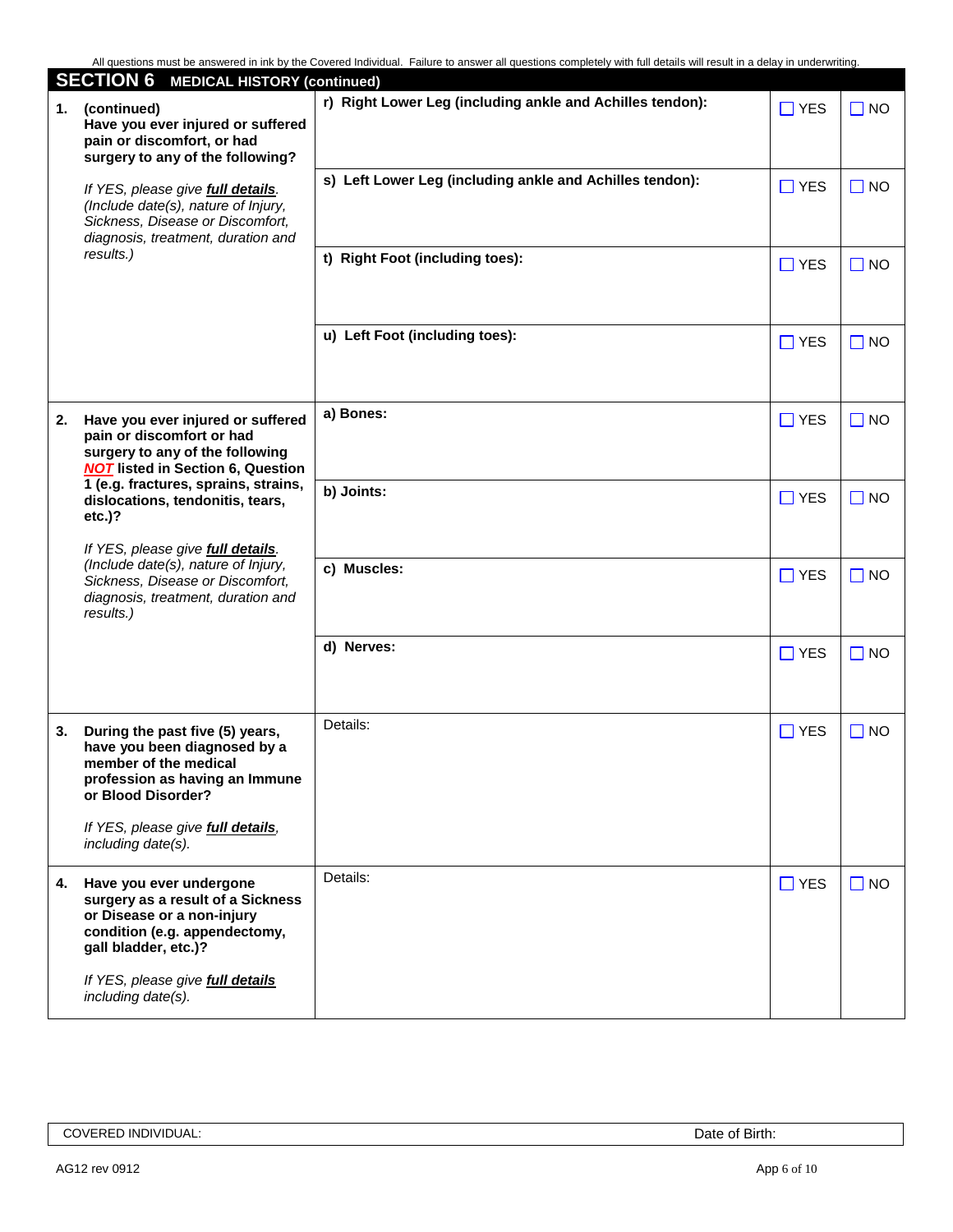All questions must be answered in ink by the Covered Individual. Failure to answer all questions completely with full details will result in a delay in underwriting.

## SECTION 6 MEDICAL HISTORY (continued)

| Question | Item | YES | NO |
|---|---|---|---|
| **1. (continued) Have you ever injured or suffered pain or discomfort, or had surgery to any of the following?** *If YES, please give **full details**. (Include date(s), nature of Injury, Sickness, Disease or Discomfort, diagnosis, treatment, duration and results.)* | **r) Right Lower Leg (including ankle and Achilles tendon):** | ☐ YES | ☐ NO |
| | **s) Left Lower Leg (including ankle and Achilles tendon):** | ☐ YES | ☐ NO |
| | **t) Right Foot (including toes):** | ☐ YES | ☐ NO |
| | **u) Left Foot (including toes):** | ☐ YES | ☐ NO |
| **2. Have you ever injured or suffered pain or discomfort or had surgery to any of the following *NOT* listed in Section 6, Question 1 (e.g. fractures, sprains, strains, dislocations, tendonitis, tears, etc.)?** *If YES, please give **full details**. (Include date(s), nature of Injury, Sickness, Disease or Discomfort, diagnosis, treatment, duration and results.)* | **a) Bones:** | ☐ YES | ☐ NO |
| | **b) Joints:** | ☐ YES | ☐ NO |
| | **c) Muscles:** | ☐ YES | ☐ NO |
| | **d) Nerves:** | ☐ YES | ☐ NO |
| **3. During the past five (5) years, have you been diagnosed by a member of the medical profession as having an Immune or Blood Disorder?** *If YES, please give **full details**, including date(s).* | Details: | ☐ YES | ☐ NO |
| **4. Have you ever undergone surgery as a result of a Sickness or Disease or a non-injury condition (e.g. appendectomy, gall bladder, etc.)?** *If YES, please give **full details** including date(s).* | Details: | ☐ YES | ☐ NO |

| COVERED INDIVIDUAL: | Date of Birth: |
|---|---|

AG12 rev 0912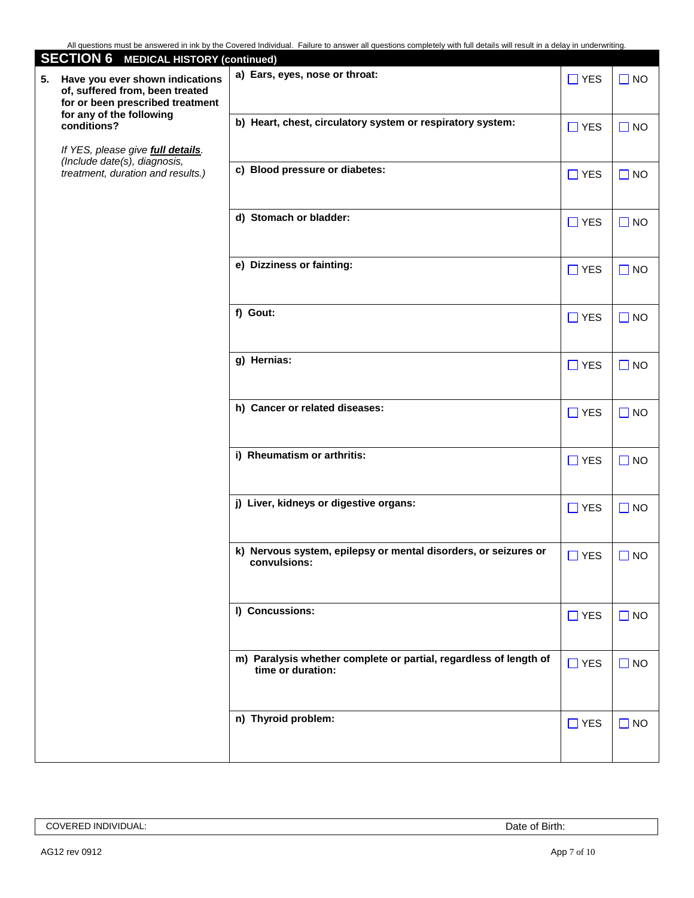All questions must be answered in ink by the Covered Individual. Failure to answer all questions completely with full details will result in a delay in underwriting.

## SECTION 6 MEDICAL HISTORY (continued)

| Question | Condition | YES | NO |
|---|---|---|---|
| **5. Have you ever shown indications of, suffered from, been treated for or been prescribed treatment for any of the following conditions?**<br><br>*If YES, please give **full details**. (Include date(s), diagnosis, treatment, duration and results.)* | **a) Ears, eyes, nose or throat:** | ☐ YES | ☐ NO |
| | **b) Heart, chest, circulatory system or respiratory system:** | ☐ YES | ☐ NO |
| | **c) Blood pressure or diabetes:** | ☐ YES | ☐ NO |
| | **d) Stomach or bladder:** | ☐ YES | ☐ NO |
| | **e) Dizziness or fainting:** | ☐ YES | ☐ NO |
| | **f) Gout:** | ☐ YES | ☐ NO |
| | **g) Hernias:** | ☐ YES | ☐ NO |
| | **h) Cancer or related diseases:** | ☐ YES | ☐ NO |
| | **i) Rheumatism or arthritis:** | ☐ YES | ☐ NO |
| | **j) Liver, kidneys or digestive organs:** | ☐ YES | ☐ NO |
| | **k) Nervous system, epilepsy or mental disorders, or seizures or convulsions:** | ☐ YES | ☐ NO |
| | **l) Concussions:** | ☐ YES | ☐ NO |
| | **m) Paralysis whether complete or partial, regardless of length of time or duration:** | ☐ YES | ☐ NO |
| | **n) Thyroid problem:** | ☐ YES | ☐ NO |

| COVERED INDIVIDUAL: | Date of Birth: |
|---|---|

AG12 rev 0912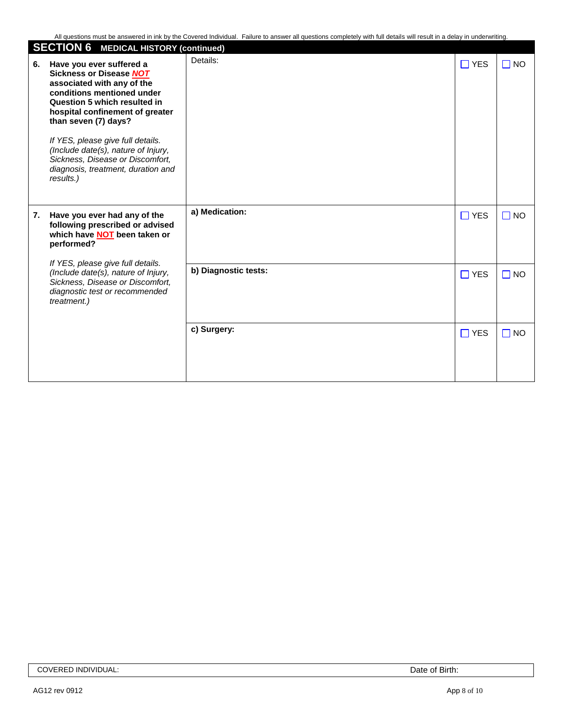All questions must be answered in ink by the Covered Individual. Failure to answer all questions completely with full details will result in a delay in underwriting.

## SECTION 6 MEDICAL HISTORY (continued)

| Question | Details | YES | NO |
|---|---|---|---|
| **6. Have you ever suffered a Sickness or Disease *NOT* associated with any of the conditions mentioned under Question 5 which resulted in hospital confinement of greater than seven (7) days?** *If YES, please give full details. (Include date(s), nature of Injury, Sickness, Disease or Discomfort, diagnosis, treatment, duration and results.)* | Details: | ☐ YES | ☐ NO |
| **7. Have you ever had any of the following prescribed or advised which have NOT been taken or performed?** *If YES, please give full details. (Include date(s), nature of Injury, Sickness, Disease or Discomfort, diagnostic test or recommended treatment.)* | **a) Medication:** | ☐ YES | ☐ NO |
| | **b) Diagnostic tests:** | ☐ YES | ☐ NO |
| | **c) Surgery:** | ☐ YES | ☐ NO |

| COVERED INDIVIDUAL: | Date of Birth: |
|---|---|

AG12 rev 0912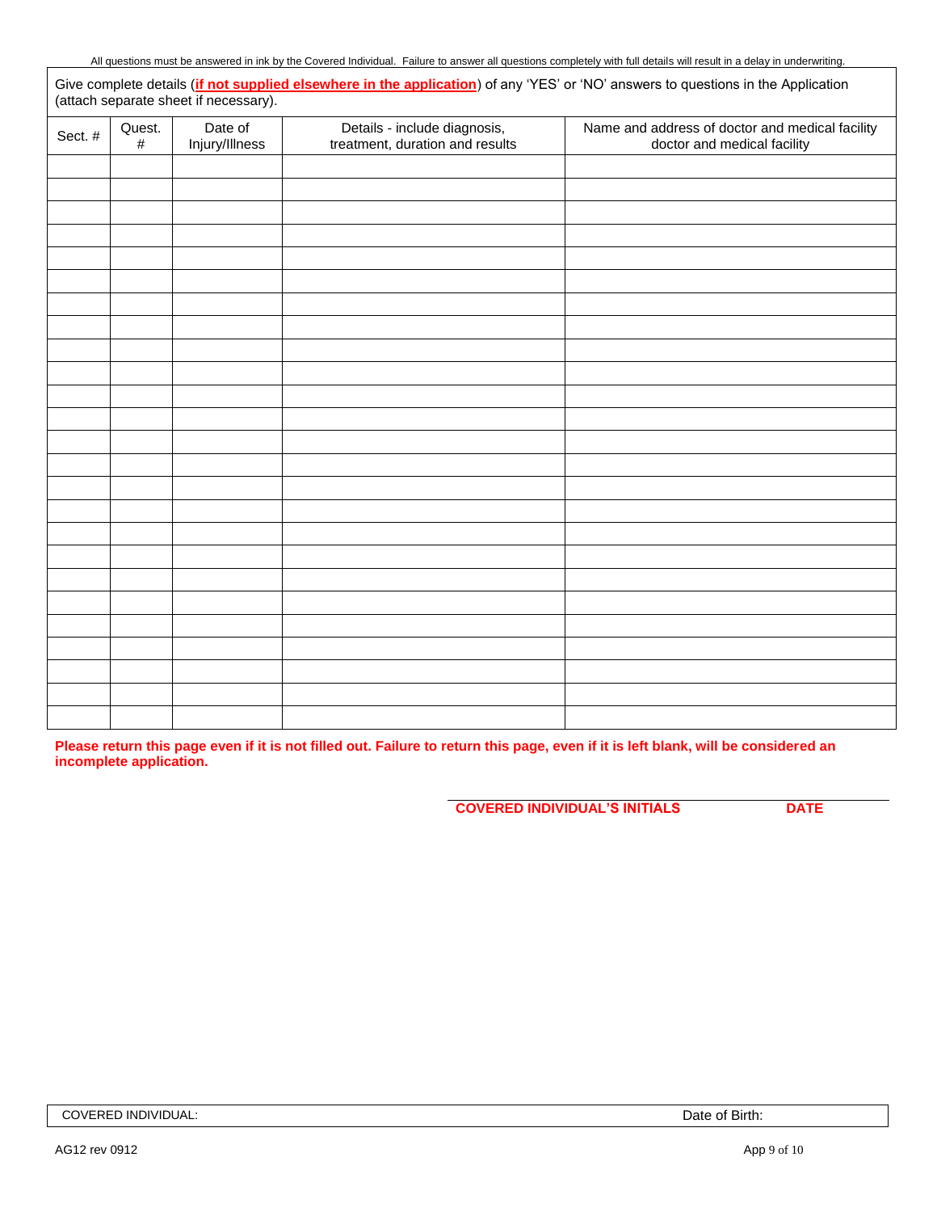All questions must be answered in ink by the Covered Individual. Failure to answer all questions completely with full details will result in a delay in underwriting.

Give complete details (**if not supplied elsewhere in the application**) of any 'YES' or 'NO' answers to questions in the Application (attach separate sheet if necessary).

| Sect. # | Quest. # | Date of Injury/Illness | Details - include diagnosis, treatment, duration and results | Name and address of doctor and medical facility doctor and medical facility |
|---|---|---|---|---|
| | | | | |
| | | | | |
| | | | | |
| | | | | |
| | | | | |
| | | | | |
| | | | | |
| | | | | |
| | | | | |
| | | | | |
| | | | | |
| | | | | |
| | | | | |
| | | | | |
| | | | | |
| | | | | |
| | | | | |
| | | | | |
| | | | | |
| | | | | |
| | | | | |
| | | | | |
| | | | | |
| | | | | |
| | | | | |

**Please return this page even if it is not filled out. Failure to return this page, even if it is left blank, will be considered an incomplete application.**

**COVERED INDIVIDUAL'S INITIALS** **DATE**

COVERED INDIVIDUAL: Date of Birth:

AG12 rev 0912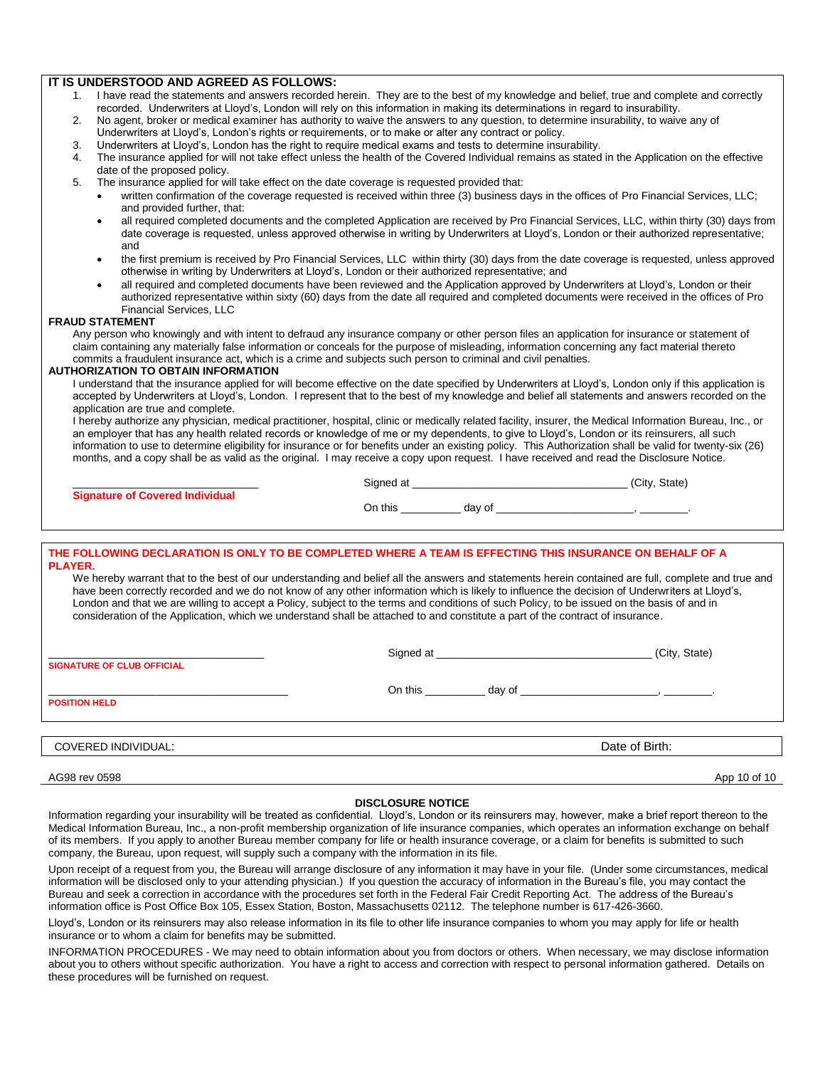## IT IS UNDERSTOOD AND AGREED AS FOLLOWS:

1. I have read the statements and answers recorded herein. They are to the best of my knowledge and belief, true and complete and correctly recorded. Underwriters at Lloyd's, London will rely on this information in making its determinations in regard to insurability.
2. No agent, broker or medical examiner has authority to waive the answers to any question, to determine insurability, to waive any of Underwriters at Lloyd's, London's rights or requirements, or to make or alter any contract or policy.
3. Underwriters at Lloyd's, London has the right to require medical exams and tests to determine insurability.
4. The insurance applied for will not take effect unless the health of the Covered Individual remains as stated in the Application on the effective date of the proposed policy.
5. The insurance applied for will take effect on the date coverage is requested provided that:
   - written confirmation of the coverage requested is received within three (3) business days in the offices of Pro Financial Services, LLC; and provided further, that:
   - all required completed documents and the completed Application are received by Pro Financial Services, LLC, within thirty (30) days from date coverage is requested, unless approved otherwise in writing by Underwriters at Lloyd's, London or their authorized representative; and
   - the first premium is received by Pro Financial Services, LLC within thirty (30) days from the date coverage is requested, unless approved otherwise in writing by Underwriters at Lloyd's, London or their authorized representative; and
   - all required and completed documents have been reviewed and the Application approved by Underwriters at Lloyd's, London or their authorized representative within sixty (60) days from the date all required and completed documents were received in the offices of Pro Financial Services, LLC

**FRAUD STATEMENT**

Any person who knowingly and with intent to defraud any insurance company or other person files an application for insurance or statement of claim containing any materially false information or conceals for the purpose of misleading, information concerning any fact material thereto commits a fraudulent insurance act, which is a crime and subjects such person to criminal and civil penalties.

**AUTHORIZATION TO OBTAIN INFORMATION**

I understand that the insurance applied for will become effective on the date specified by Underwriters at Lloyd's, London only if this application is accepted by Underwriters at Lloyd's, London. I represent that to the best of my knowledge and belief all statements and answers recorded on the application are true and complete.

I hereby authorize any physician, medical practitioner, hospital, clinic or medically related facility, insurer, the Medical Information Bureau, Inc., or an employer that has any health related records or knowledge of me or my dependents, to give to Lloyd's, London or its reinsurers, all such information to use to determine eligibility for insurance or for benefits under an existing policy. This Authorization shall be valid for twenty-six (26) months, and a copy shall be as valid as the original. I may receive a copy upon request. I have received and read the Disclosure Notice.

_______________________________
**Signature of Covered Individual**

Signed at ___________________________________ (City, State)

On this __________ day of ______________________, ________.

**THE FOLLOWING DECLARATION IS ONLY TO BE COMPLETED WHERE A TEAM IS EFFECTING THIS INSURANCE ON BEHALF OF A PLAYER.**

We hereby warrant that to the best of our understanding and belief all the answers and statements herein contained are full, complete and true and have been correctly recorded and we do not know of any other information which is likely to influence the decision of Underwriters at Lloyd's, London and that we are willing to accept a Policy, subject to the terms and conditions of such Policy, to be issued on the basis of and in consideration of the Application, which we understand shall be attached to and constitute a part of the contract of insurance.

___________________________________
**SIGNATURE OF CLUB OFFICIAL**

Signed at ___________________________________ (City, State)

_______________________________________
**POSITION HELD**

On this __________ day of ______________________, ________.

COVERED INDIVIDUAL: Date of Birth:

AG98 rev 0598

### DISCLOSURE NOTICE

Information regarding your insurability will be treated as confidential. Lloyd's, London or its reinsurers may, however, make a brief report thereon to the Medical Information Bureau, Inc., a non-profit membership organization of life insurance companies, which operates an information exchange on behalf of its members. If you apply to another Bureau member company for life or health insurance coverage, or a claim for benefits is submitted to such company, the Bureau, upon request, will supply such a company with the information in its file.

Upon receipt of a request from you, the Bureau will arrange disclosure of any information it may have in your file. (Under some circumstances, medical information will be disclosed only to your attending physician.) If you question the accuracy of information in the Bureau's file, you may contact the Bureau and seek a correction in accordance with the procedures set forth in the Federal Fair Credit Reporting Act. The address of the Bureau's information office is Post Office Box 105, Essex Station, Boston, Massachusetts 02112. The telephone number is 617-426-3660.

Lloyd's, London or its reinsurers may also release information in its file to other life insurance companies to whom you may apply for life or health insurance or to whom a claim for benefits may be submitted.

INFORMATION PROCEDURES - We may need to obtain information about you from doctors or others. When necessary, we may disclose information about you to others without specific authorization. You have a right to access and correction with respect to personal information gathered. Details on these procedures will be furnished on request.